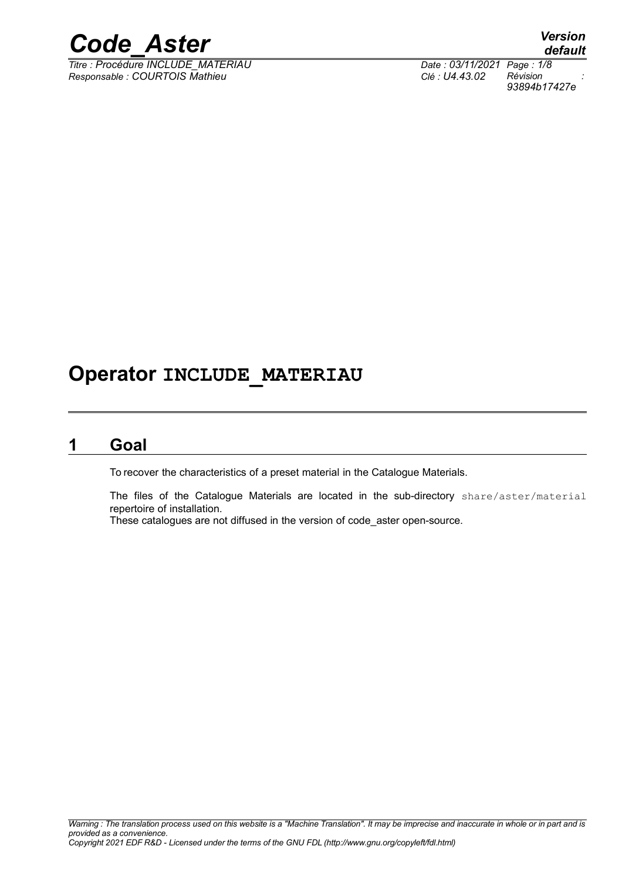# Operator INCLUDE_MATERIAU

## 1 Goal

To recover the characteristics of a preset material in the Catalogue Materials.

The files of the Catalogue Materials are located in the sub-directory `share/aster/material` repertoire of installation.
These catalogues are not diffused in the version of code_aster open-source.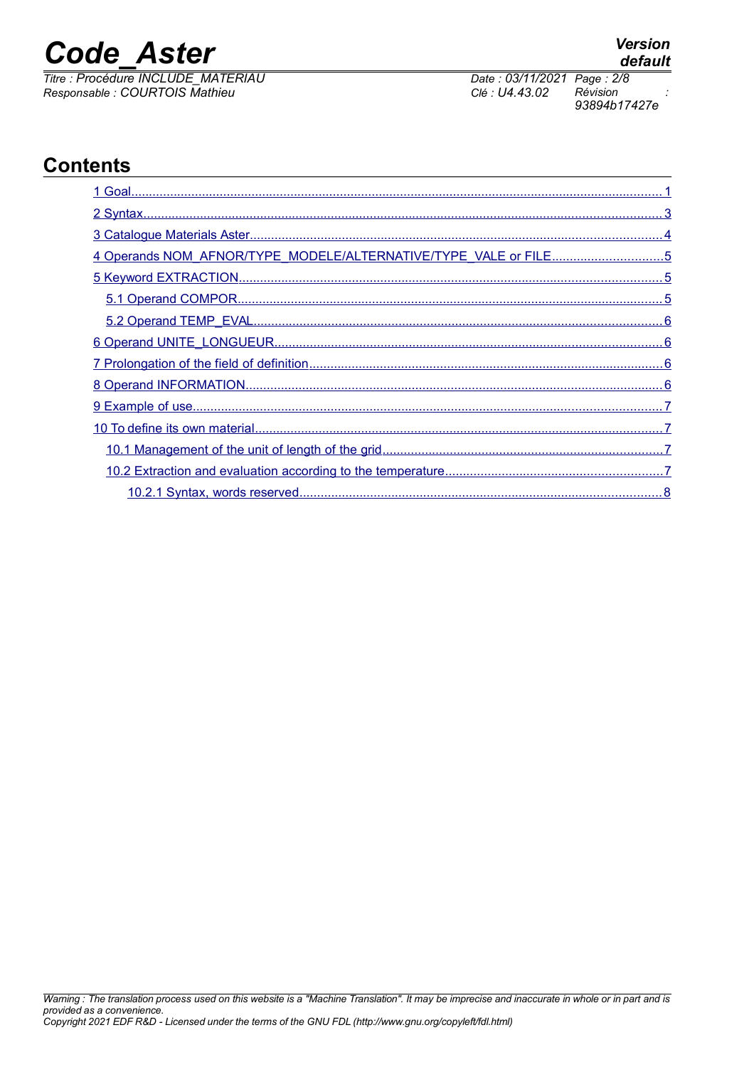## Contents

- 1 Goal....1
- 2 Syntax....3
- 3 Catalogue Materials Aster....4
- 4 Operands NOM_AFNOR/TYPE_MODELE/ALTERNATIVE/TYPE_VALE or FILE....5
- 5 Keyword EXTRACTION....5
  - 5.1 Operand COMPOR....5
  - 5.2 Operand TEMP_EVAL....6
- 6 Operand UNITE_LONGUEUR....6
- 7 Prolongation of the field of definition....6
- 8 Operand INFORMATION....6
- 9 Example of use....7
- 10 To define its own material....7
  - 10.1 Management of the unit of length of the grid....7
  - 10.2 Extraction and evaluation according to the temperature....7
    - 10.2.1 Syntax, words reserved....8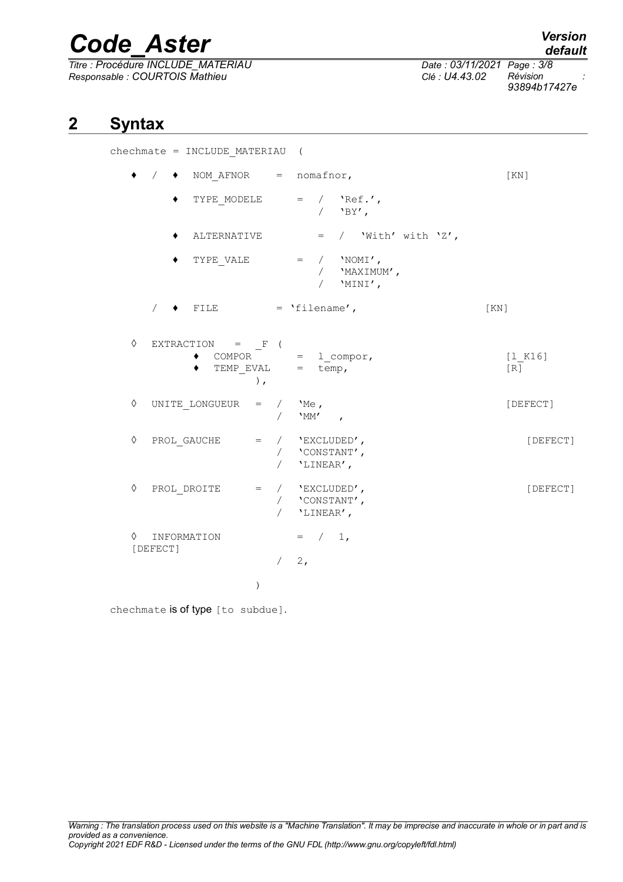## 2 Syntax

```
chechmate = INCLUDE_MATERIAU  (

    ♦  /  ♦  NOM_AFNOR     =  nomafnor,                              [KN]

          ♦  TYPE_MODELE      =  /  'Ref.',
                                 /  'BY',

          ♦  ALTERNATIVE         =  /  'With' with 'Z',

          ♦  TYPE_VALE        =  /  'NOMI',
                                 /  'MAXIMUM',
                                 /  'MINI',

       /  ♦  FILE         = 'filename',                          [KN]


    ◊  EXTRACTION   =  _F (
            ♦  COMPOR        =  l_compor,                           [l_K16]
            ♦  TEMP_EVAL     =  temp,                               [R]
                      ),

    ◊  UNITE_LONGUEUR   =  /   'Me,                                  [DEFECT]
                           /   'MM'   ,

    ◊  PROL_GAUCHE      =  /   'EXCLUDED',                              [DEFECT]
                           /   'CONSTANT',
                           /   'LINEAR',

    ◊  PROL_DROITE      =  /   'EXCLUDED',                              [DEFECT]
                           /   'CONSTANT',
                           /   'LINEAR',

    ◊  INFORMATION           =  /  1,
    [DEFECT]
                           /  2,

                    )
```

chechmate is of type [to subdue].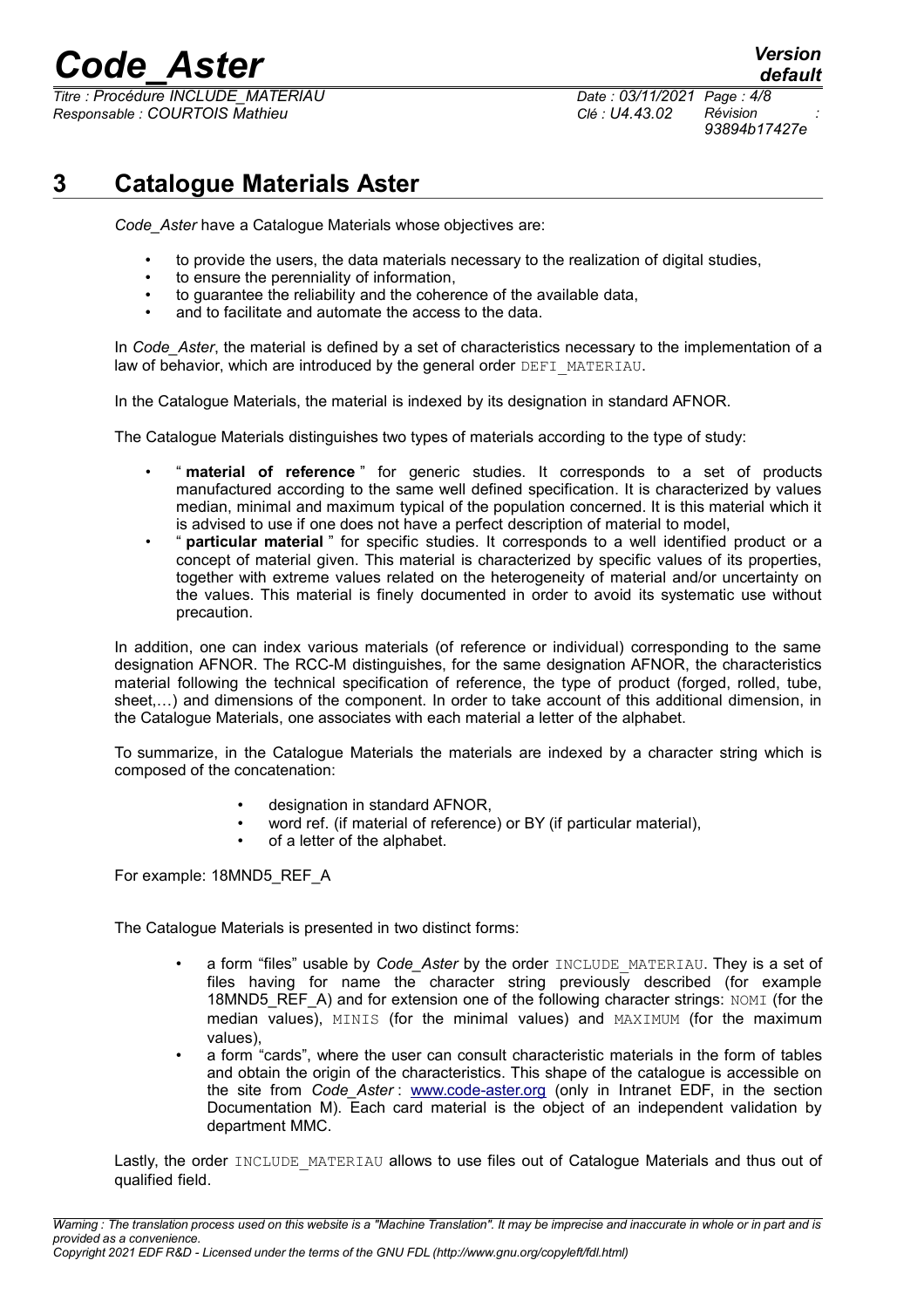# 3 Catalogue Materials Aster

*Code_Aster* have a Catalogue Materials whose objectives are:

- to provide the users, the data materials necessary to the realization of digital studies,
- to ensure the perenniality of information,
- to guarantee the reliability and the coherence of the available data,
- and to facilitate and automate the access to the data.

In *Code_Aster*, the material is defined by a set of characteristics necessary to the implementation of a law of behavior, which are introduced by the general order `DEFI_MATERIAU`.

In the Catalogue Materials, the material is indexed by its designation in standard AFNOR.

The Catalogue Materials distinguishes two types of materials according to the type of study:

- " **material of reference** " for generic studies. It corresponds to a set of products manufactured according to the same well defined specification. It is characterized by values median, minimal and maximum typical of the population concerned. It is this material which it is advised to use if one does not have a perfect description of material to model,
- " **particular material** " for specific studies. It corresponds to a well identified product or a concept of material given. This material is characterized by specific values of its properties, together with extreme values related on the heterogeneity of material and/or uncertainty on the values. This material is finely documented in order to avoid its systematic use without precaution.

In addition, one can index various materials (of reference or individual) corresponding to the same designation AFNOR. The RCC-M distinguishes, for the same designation AFNOR, the characteristics material following the technical specification of reference, the type of product (forged, rolled, tube, sheet,…) and dimensions of the component. In order to take account of this additional dimension, in the Catalogue Materials, one associates with each material a letter of the alphabet.

To summarize, in the Catalogue Materials the materials are indexed by a character string which is composed of the concatenation:

- designation in standard AFNOR,
- word ref. (if material of reference) or BY (if particular material),
- of a letter of the alphabet.

For example: 18MND5_REF_A

The Catalogue Materials is presented in two distinct forms:

- a form "files" usable by *Code_Aster* by the order `INCLUDE_MATERIAU`. They is a set of files having for name the character string previously described (for example 18MND5_REF_A) and for extension one of the following character strings: `NOMI` (for the median values), `MINIS` (for the minimal values) and `MAXIMUM` (for the maximum values),
- a form "cards", where the user can consult characteristic materials in the form of tables and obtain the origin of the characteristics. This shape of the catalogue is accessible on the site from *Code_Aster* : www.code-aster.org (only in Intranet EDF, in the section Documentation M). Each card material is the object of an independent validation by department MMC.

Lastly, the order `INCLUDE_MATERIAU` allows to use files out of Catalogue Materials and thus out of qualified field.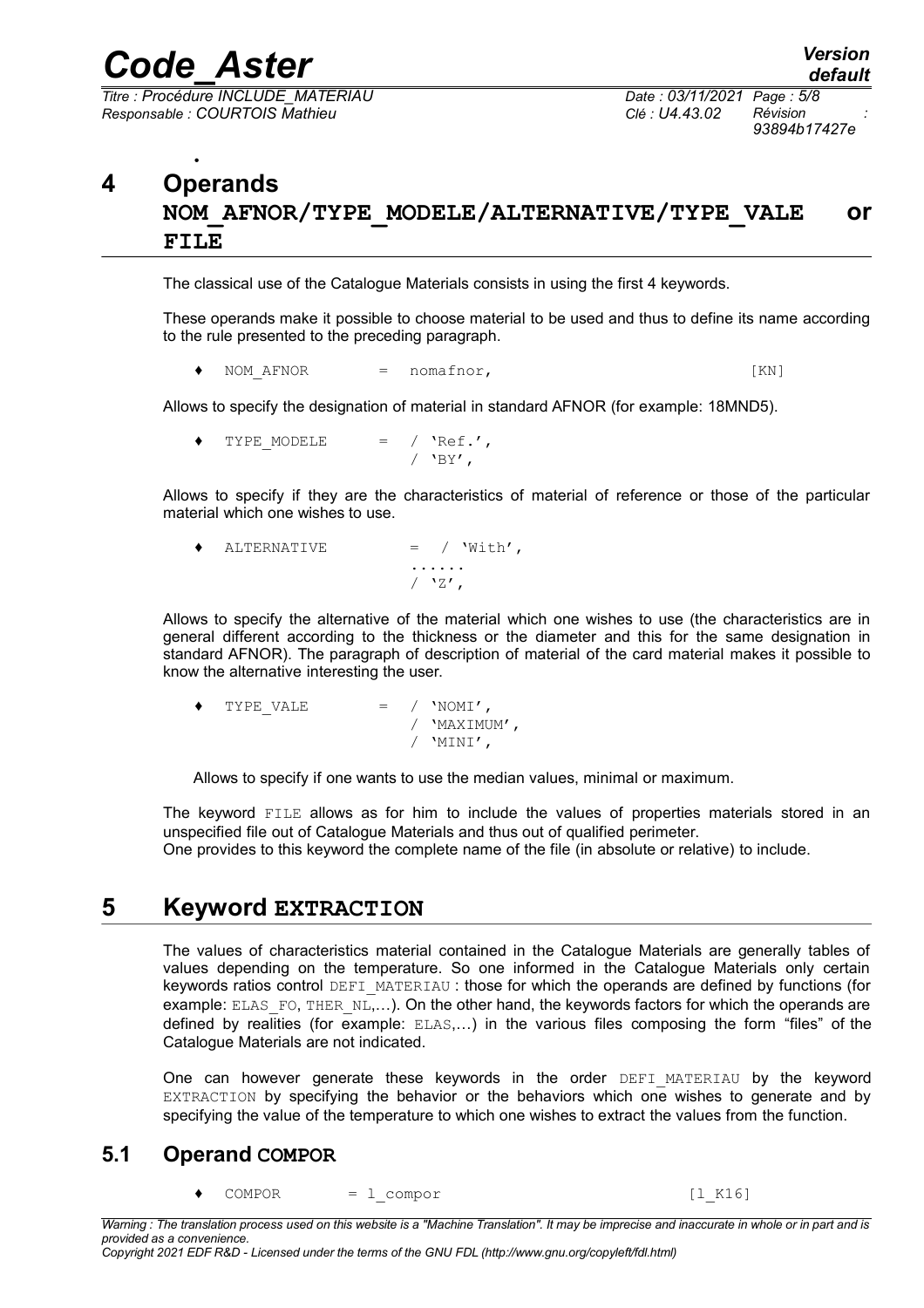# 4 Operands NOM_AFNOR/TYPE_MODELE/ALTERNATIVE/TYPE_VALE or FILE

The classical use of the Catalogue Materials consists in using the first 4 keywords.

These operands make it possible to choose material to be used and thus to define its name according to the rule presented to the preceding paragraph.

```
♦ NOM_AFNOR     =  nomafnor,                        [KN]
```

Allows to specify the designation of material in standard AFNOR (for example: 18MND5).

```
♦ TYPE_MODELE   =  / 'Ref.',
                   / 'BY',
```

Allows to specify if they are the characteristics of material of reference or those of the particular material which one wishes to use.

```
♦ ALTERNATIVE   =  / 'With',
                   ......
                   / 'Z',
```

Allows to specify the alternative of the material which one wishes to use (the characteristics are in general different according to the thickness or the diameter and this for the same designation in standard AFNOR). The paragraph of description of material of the card material makes it possible to know the alternative interesting the user.

```
♦ TYPE_VALE     =  / 'NOMI',
                   / 'MAXIMUM',
                   / 'MINI',
```

Allows to specify if one wants to use the median values, minimal or maximum.

The keyword FILE allows as for him to include the values of properties materials stored in an unspecified file out of Catalogue Materials and thus out of qualified perimeter.
One provides to this keyword the complete name of the file (in absolute or relative) to include.

# 5 Keyword EXTRACTION

The values of characteristics material contained in the Catalogue Materials are generally tables of values depending on the temperature. So one informed in the Catalogue Materials only certain keywords ratios control DEFI_MATERIAU : those for which the operands are defined by functions (for example: ELAS_FO, THER_NL,…). On the other hand, the keywords factors for which the operands are defined by realities (for example: ELAS,…) in the various files composing the form "files" of the Catalogue Materials are not indicated.

One can however generate these keywords in the order DEFI_MATERIAU by the keyword EXTRACTION by specifying the behavior or the behaviors which one wishes to generate and by specifying the value of the temperature to which one wishes to extract the values from the function.

## 5.1 Operand COMPOR

```
♦ COMPOR        =  l_compor                         [l_K16]
```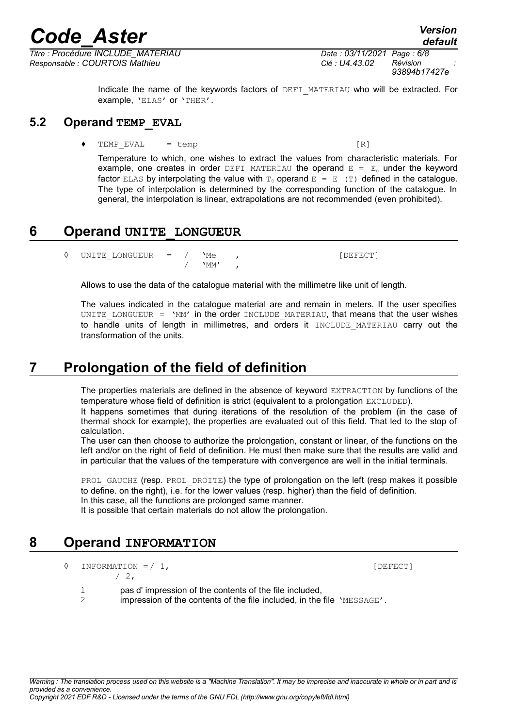Indicate the name of the keywords factors of DEFI_MATERIAU who will be extracted. For example, 'ELAS' or 'THER'.

## 5.2 Operand TEMP_EVAL

♦ TEMP_EVAL = temp [R]

Temperature to which, one wishes to extract the values from characteristic materials. For example, one creates in order DEFI_MATERIAU the operand $E = E_0$ under the keyword factor ELAS by interpolating the value with $T_0$ operand $E = E(T)$ defined in the catalogue. The type of interpolation is determined by the corresponding function of the catalogue. In general, the interpolation is linear, extrapolations are not recommended (even prohibited).

# 6 Operand UNITE_LONGUEUR

```
◊ UNITE_LONGUEUR = / 'Me ,          [DEFECT]
                   / 'MM' ,
```

Allows to use the data of the catalogue material with the millimetre like unit of length.

The values indicated in the catalogue material are and remain in meters. If the user specifies UNITE_LONGUEUR = 'MM' in the order INCLUDE_MATERIAU, that means that the user wishes to handle units of length in millimetres, and orders it INCLUDE_MATERIAU carry out the transformation of the units.

# 7 Prolongation of the field of definition

The properties materials are defined in the absence of keyword EXTRACTION by functions of the temperature whose field of definition is strict (equivalent to a prolongation EXCLUDED).

It happens sometimes that during iterations of the resolution of the problem (in the case of thermal shock for example), the properties are evaluated out of this field. That led to the stop of calculation.

The user can then choose to authorize the prolongation, constant or linear, of the functions on the left and/or on the right of field of definition. He must then make sure that the results are valid and in particular that the values of the temperature with convergence are well in the initial terminals.

PROL_GAUCHE (resp. PROL_DROITE) the type of prolongation on the left (resp makes it possible to define. on the right), i.e. for the lower values (resp. higher) than the field of definition.

In this case, all the functions are prolonged same manner.

It is possible that certain materials do not allow the prolongation.

# 8 Operand INFORMATION

```
◊ INFORMATION =/ 1,          [DEFECT]
               / 2,
```

1 pas d' impression of the contents of the file included,

2 impression of the contents of the file included, in the file 'MESSAGE'.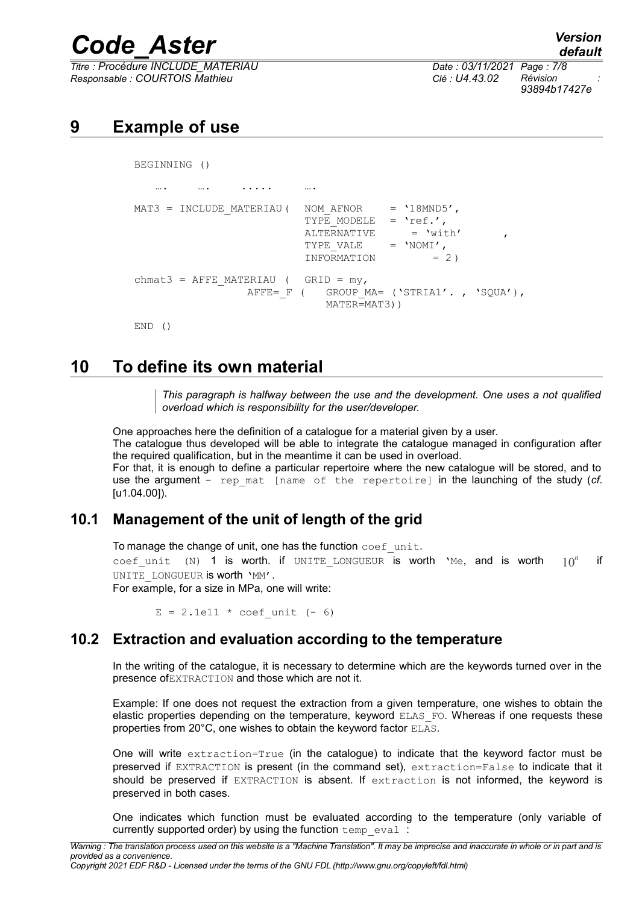# 9 Example of use

```
BEGINNING ()

   ….     ….     .....     ….

MAT3 = INCLUDE_MATERIAU (  NOM_AFNOR     = '18MND5',
                           TYPE_MODELE  = 'ref.',
                           ALTERNATIVE     = 'with'      ,
                           TYPE_VALE    = 'NOMI',
                           INFORMATION         = 2 )

chmat3 = AFFE_MATERIAU (  GRID = my,
                 AFFE=_F (   GROUP_MA= ('STRIA1'. , 'SQUA'),
                             MATER=MAT3))

END ()
```

# 10 To define its own material

> *This paragraph is halfway between the use and the development. One uses a not qualified overload which is responsibility for the user/developer.*

One approaches here the definition of a catalogue for a material given by a user.
The catalogue thus developed will be able to integrate the catalogue managed in configuration after the required qualification, but in the meantime it can be used in overload.
For that, it is enough to define a particular repertoire where the new catalogue will be stored, and to use the argument `- rep_mat [name of the repertoire]` in the launching of the study (*cf.* [u1.04.00]).

## 10.1 Management of the unit of length of the grid

To manage the change of unit, one has the function `coef_unit`.
`coef_unit (N)` 1 is worth. if `UNITE_LONGUEUR` is worth `'Me`, and is worth $10^n$ if `UNITE_LONGUEUR` is worth `'MM'`.
For example, for a size in MPa, one will write:

```
E = 2.1e11 * coef_unit (- 6)
```

## 10.2 Extraction and evaluation according to the temperature

In the writing of the catalogue, it is necessary to determine which are the keywords turned over in the presence of`EXTRACTION` and those which are not it.

Example: If one does not request the extraction from a given temperature, one wishes to obtain the elastic properties depending on the temperature, keyword `ELAS_FO`. Whereas if one requests these properties from 20°C, one wishes to obtain the keyword factor `ELAS`.

One will write `extraction=True` (in the catalogue) to indicate that the keyword factor must be preserved if `EXTRACTION` is present (in the command set), `extraction=False` to indicate that it should be preserved if `EXTRACTION` is absent. If `extraction` is not informed, the keyword is preserved in both cases.

One indicates which function must be evaluated according to the temperature (only variable of currently supported order) by using the function `temp_eval` :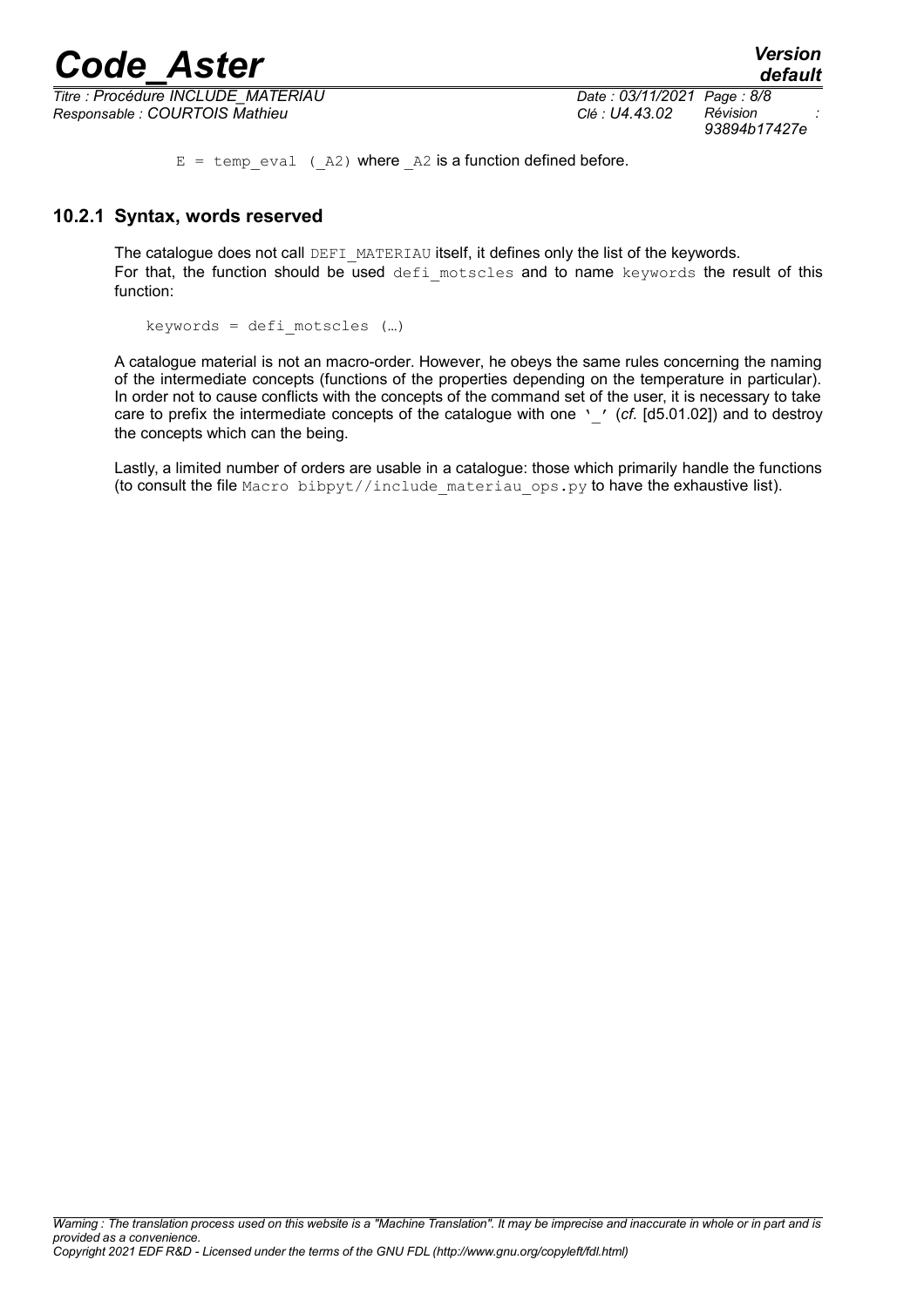E = temp_eval (_A2) where _A2 is a function defined before.

### 10.2.1 Syntax, words reserved

The catalogue does not call DEFI_MATERIAU itself, it defines only the list of the keywords.
For that, the function should be used defi_motscles and to name keywords the result of this function:

```
keywords = defi_motscles (…)
```

A catalogue material is not an macro-order. However, he obeys the same rules concerning the naming of the intermediate concepts (functions of the properties depending on the temperature in particular). In order not to cause conflicts with the concepts of the command set of the user, it is necessary to take care to prefix the intermediate concepts of the catalogue with one '_' (*cf.* [d5.01.02]) and to destroy the concepts which can the being.

Lastly, a limited number of orders are usable in a catalogue: those which primarily handle the functions (to consult the file Macro bibpyt//include_materiau_ops.py to have the exhaustive list).